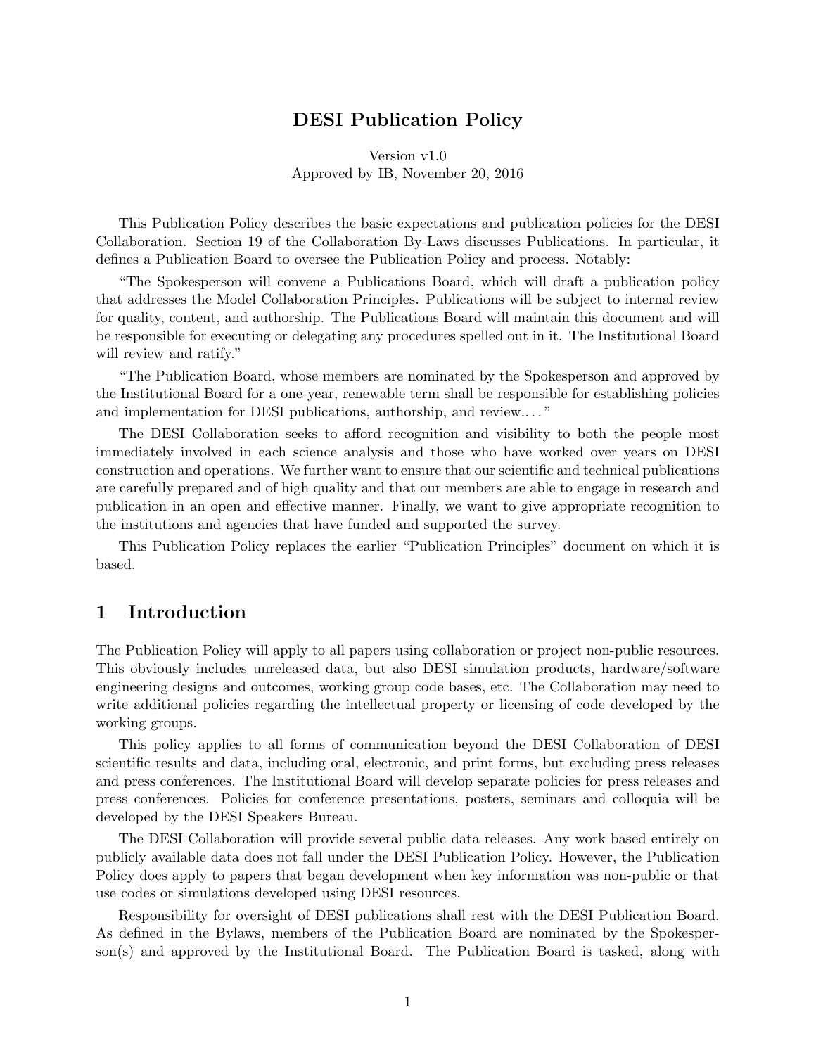# DESI Publication Policy

Version v1.0
Approved by IB, November 20, 2016

This Publication Policy describes the basic expectations and publication policies for the DESI Collaboration. Section 19 of the Collaboration By-Laws discusses Publications. In particular, it defines a Publication Board to oversee the Publication Policy and process. Notably:

"The Spokesperson will convene a Publications Board, which will draft a publication policy that addresses the Model Collaboration Principles. Publications will be subject to internal review for quality, content, and authorship. The Publications Board will maintain this document and will be responsible for executing or delegating any procedures spelled out in it. The Institutional Board will review and ratify."

"The Publication Board, whose members are nominated by the Spokesperson and approved by the Institutional Board for a one-year, renewable term shall be responsible for establishing policies and implementation for DESI publications, authorship, and review.. . . "

The DESI Collaboration seeks to afford recognition and visibility to both the people most immediately involved in each science analysis and those who have worked over years on DESI construction and operations. We further want to ensure that our scientific and technical publications are carefully prepared and of high quality and that our members are able to engage in research and publication in an open and effective manner. Finally, we want to give appropriate recognition to the institutions and agencies that have funded and supported the survey.

This Publication Policy replaces the earlier "Publication Principles" document on which it is based.

## 1 Introduction

The Publication Policy will apply to all papers using collaboration or project non-public resources. This obviously includes unreleased data, but also DESI simulation products, hardware/software engineering designs and outcomes, working group code bases, etc. The Collaboration may need to write additional policies regarding the intellectual property or licensing of code developed by the working groups.

This policy applies to all forms of communication beyond the DESI Collaboration of DESI scientific results and data, including oral, electronic, and print forms, but excluding press releases and press conferences. The Institutional Board will develop separate policies for press releases and press conferences. Policies for conference presentations, posters, seminars and colloquia will be developed by the DESI Speakers Bureau.

The DESI Collaboration will provide several public data releases. Any work based entirely on publicly available data does not fall under the DESI Publication Policy. However, the Publication Policy does apply to papers that began development when key information was non-public or that use codes or simulations developed using DESI resources.

Responsibility for oversight of DESI publications shall rest with the DESI Publication Board. As defined in the Bylaws, members of the Publication Board are nominated by the Spokesperson(s) and approved by the Institutional Board. The Publication Board is tasked, along with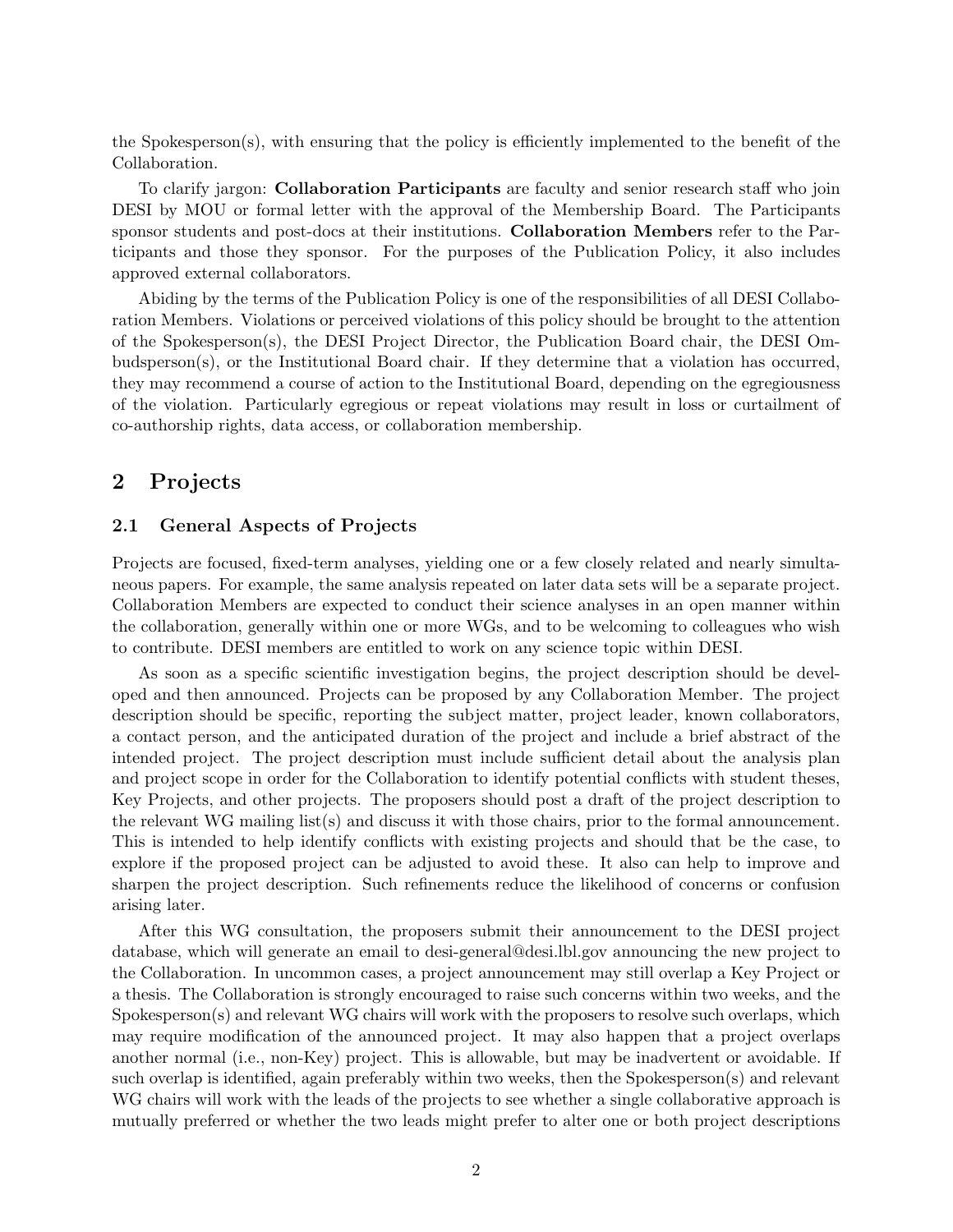the Spokesperson(s), with ensuring that the policy is efficiently implemented to the benefit of the Collaboration.

To clarify jargon: **Collaboration Participants** are faculty and senior research staff who join DESI by MOU or formal letter with the approval of the Membership Board. The Participants sponsor students and post-docs at their institutions. **Collaboration Members** refer to the Participants and those they sponsor. For the purposes of the Publication Policy, it also includes approved external collaborators.

Abiding by the terms of the Publication Policy is one of the responsibilities of all DESI Collaboration Members. Violations or perceived violations of this policy should be brought to the attention of the Spokesperson(s), the DESI Project Director, the Publication Board chair, the DESI Ombudsperson(s), or the Institutional Board chair. If they determine that a violation has occurred, they may recommend a course of action to the Institutional Board, depending on the egregiousness of the violation. Particularly egregious or repeat violations may result in loss or curtailment of co-authorship rights, data access, or collaboration membership.

## 2 Projects

### 2.1 General Aspects of Projects

Projects are focused, fixed-term analyses, yielding one or a few closely related and nearly simultaneous papers. For example, the same analysis repeated on later data sets will be a separate project. Collaboration Members are expected to conduct their science analyses in an open manner within the collaboration, generally within one or more WGs, and to be welcoming to colleagues who wish to contribute. DESI members are entitled to work on any science topic within DESI.

As soon as a specific scientific investigation begins, the project description should be developed and then announced. Projects can be proposed by any Collaboration Member. The project description should be specific, reporting the subject matter, project leader, known collaborators, a contact person, and the anticipated duration of the project and include a brief abstract of the intended project. The project description must include sufficient detail about the analysis plan and project scope in order for the Collaboration to identify potential conflicts with student theses, Key Projects, and other projects. The proposers should post a draft of the project description to the relevant WG mailing list(s) and discuss it with those chairs, prior to the formal announcement. This is intended to help identify conflicts with existing projects and should that be the case, to explore if the proposed project can be adjusted to avoid these. It also can help to improve and sharpen the project description. Such refinements reduce the likelihood of concerns or confusion arising later.

After this WG consultation, the proposers submit their announcement to the DESI project database, which will generate an email to desi-general@desi.lbl.gov announcing the new project to the Collaboration. In uncommon cases, a project announcement may still overlap a Key Project or a thesis. The Collaboration is strongly encouraged to raise such concerns within two weeks, and the Spokesperson(s) and relevant WG chairs will work with the proposers to resolve such overlaps, which may require modification of the announced project. It may also happen that a project overlaps another normal (i.e., non-Key) project. This is allowable, but may be inadvertent or avoidable. If such overlap is identified, again preferably within two weeks, then the Spokesperson(s) and relevant WG chairs will work with the leads of the projects to see whether a single collaborative approach is mutually preferred or whether the two leads might prefer to alter one or both project descriptions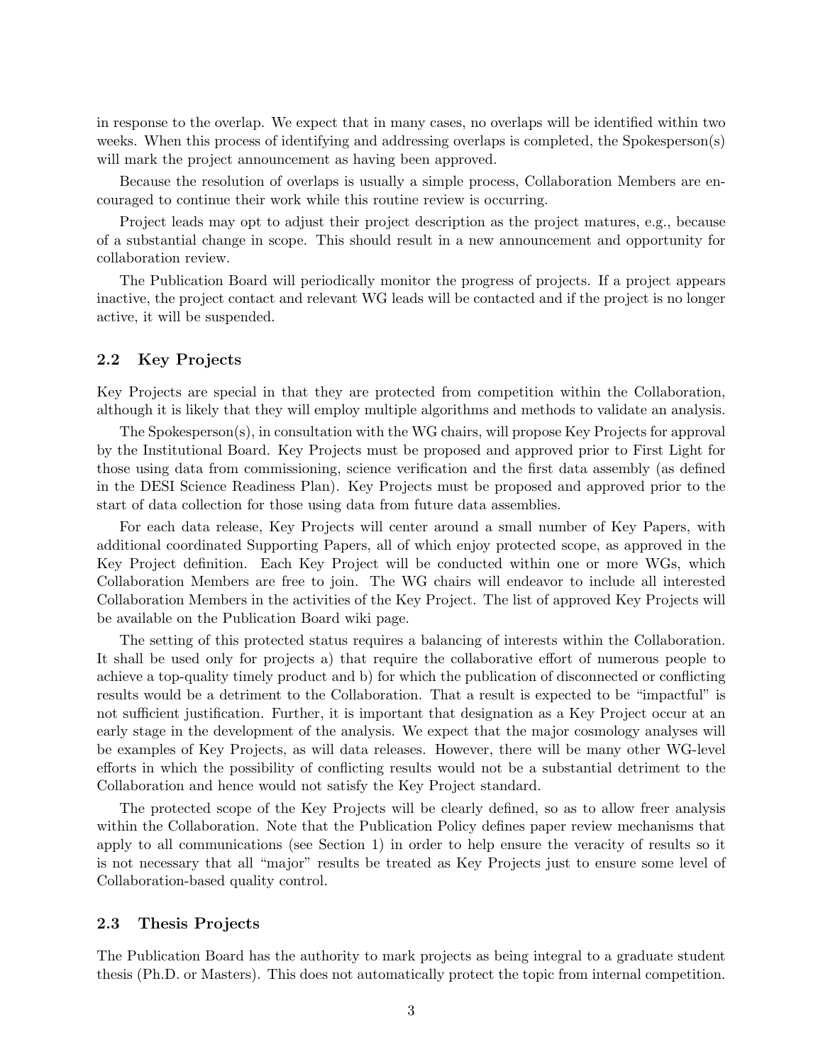in response to the overlap. We expect that in many cases, no overlaps will be identified within two weeks. When this process of identifying and addressing overlaps is completed, the Spokesperson(s) will mark the project announcement as having been approved.

Because the resolution of overlaps is usually a simple process, Collaboration Members are encouraged to continue their work while this routine review is occurring.

Project leads may opt to adjust their project description as the project matures, e.g., because of a substantial change in scope. This should result in a new announcement and opportunity for collaboration review.

The Publication Board will periodically monitor the progress of projects. If a project appears inactive, the project contact and relevant WG leads will be contacted and if the project is no longer active, it will be suspended.

### 2.2 Key Projects

Key Projects are special in that they are protected from competition within the Collaboration, although it is likely that they will employ multiple algorithms and methods to validate an analysis.

The Spokesperson(s), in consultation with the WG chairs, will propose Key Projects for approval by the Institutional Board. Key Projects must be proposed and approved prior to First Light for those using data from commissioning, science verification and the first data assembly (as defined in the DESI Science Readiness Plan). Key Projects must be proposed and approved prior to the start of data collection for those using data from future data assemblies.

For each data release, Key Projects will center around a small number of Key Papers, with additional coordinated Supporting Papers, all of which enjoy protected scope, as approved in the Key Project definition. Each Key Project will be conducted within one or more WGs, which Collaboration Members are free to join. The WG chairs will endeavor to include all interested Collaboration Members in the activities of the Key Project. The list of approved Key Projects will be available on the Publication Board wiki page.

The setting of this protected status requires a balancing of interests within the Collaboration. It shall be used only for projects a) that require the collaborative effort of numerous people to achieve a top-quality timely product and b) for which the publication of disconnected or conflicting results would be a detriment to the Collaboration. That a result is expected to be "impactful" is not sufficient justification. Further, it is important that designation as a Key Project occur at an early stage in the development of the analysis. We expect that the major cosmology analyses will be examples of Key Projects, as will data releases. However, there will be many other WG-level efforts in which the possibility of conflicting results would not be a substantial detriment to the Collaboration and hence would not satisfy the Key Project standard.

The protected scope of the Key Projects will be clearly defined, so as to allow freer analysis within the Collaboration. Note that the Publication Policy defines paper review mechanisms that apply to all communications (see Section 1) in order to help ensure the veracity of results so it is not necessary that all "major" results be treated as Key Projects just to ensure some level of Collaboration-based quality control.

### 2.3 Thesis Projects

The Publication Board has the authority to mark projects as being integral to a graduate student thesis (Ph.D. or Masters). This does not automatically protect the topic from internal competition.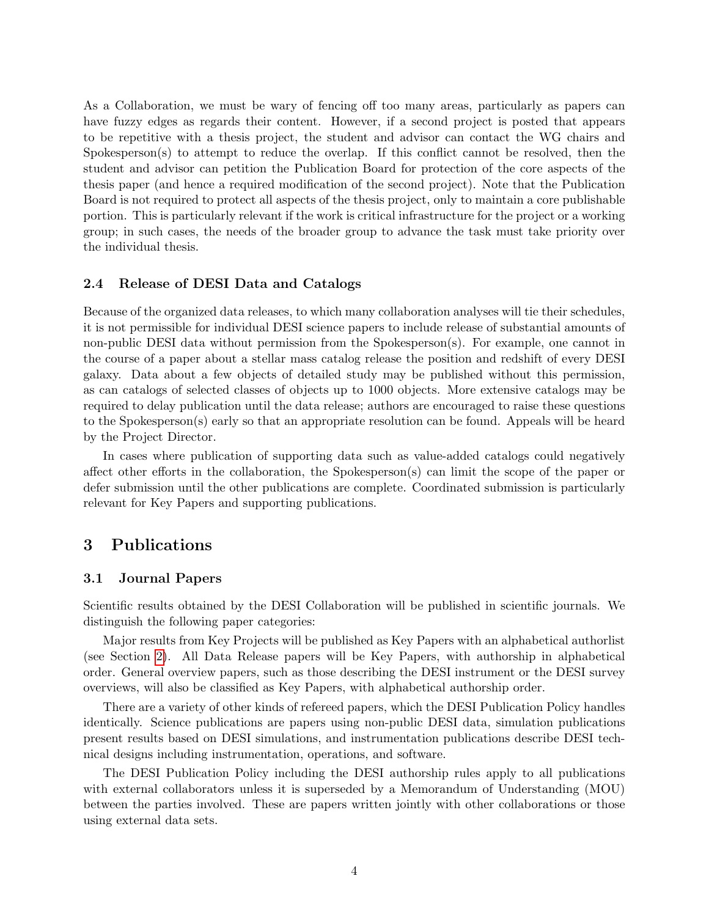As a Collaboration, we must be wary of fencing off too many areas, particularly as papers can have fuzzy edges as regards their content. However, if a second project is posted that appears to be repetitive with a thesis project, the student and advisor can contact the WG chairs and Spokesperson(s) to attempt to reduce the overlap. If this conflict cannot be resolved, then the student and advisor can petition the Publication Board for protection of the core aspects of the thesis paper (and hence a required modification of the second project). Note that the Publication Board is not required to protect all aspects of the thesis project, only to maintain a core publishable portion. This is particularly relevant if the work is critical infrastructure for the project or a working group; in such cases, the needs of the broader group to advance the task must take priority over the individual thesis.

### 2.4 Release of DESI Data and Catalogs

Because of the organized data releases, to which many collaboration analyses will tie their schedules, it is not permissible for individual DESI science papers to include release of substantial amounts of non-public DESI data without permission from the Spokesperson(s). For example, one cannot in the course of a paper about a stellar mass catalog release the position and redshift of every DESI galaxy. Data about a few objects of detailed study may be published without this permission, as can catalogs of selected classes of objects up to 1000 objects. More extensive catalogs may be required to delay publication until the data release; authors are encouraged to raise these questions to the Spokesperson(s) early so that an appropriate resolution can be found. Appeals will be heard by the Project Director.

In cases where publication of supporting data such as value-added catalogs could negatively affect other efforts in the collaboration, the Spokesperson(s) can limit the scope of the paper or defer submission until the other publications are complete. Coordinated submission is particularly relevant for Key Papers and supporting publications.

## 3 Publications

### 3.1 Journal Papers

Scientific results obtained by the DESI Collaboration will be published in scientific journals. We distinguish the following paper categories:

Major results from Key Projects will be published as Key Papers with an alphabetical authorlist (see Section 2). All Data Release papers will be Key Papers, with authorship in alphabetical order. General overview papers, such as those describing the DESI instrument or the DESI survey overviews, will also be classified as Key Papers, with alphabetical authorship order.

There are a variety of other kinds of refereed papers, which the DESI Publication Policy handles identically. Science publications are papers using non-public DESI data, simulation publications present results based on DESI simulations, and instrumentation publications describe DESI technical designs including instrumentation, operations, and software.

The DESI Publication Policy including the DESI authorship rules apply to all publications with external collaborators unless it is superseded by a Memorandum of Understanding (MOU) between the parties involved. These are papers written jointly with other collaborations or those using external data sets.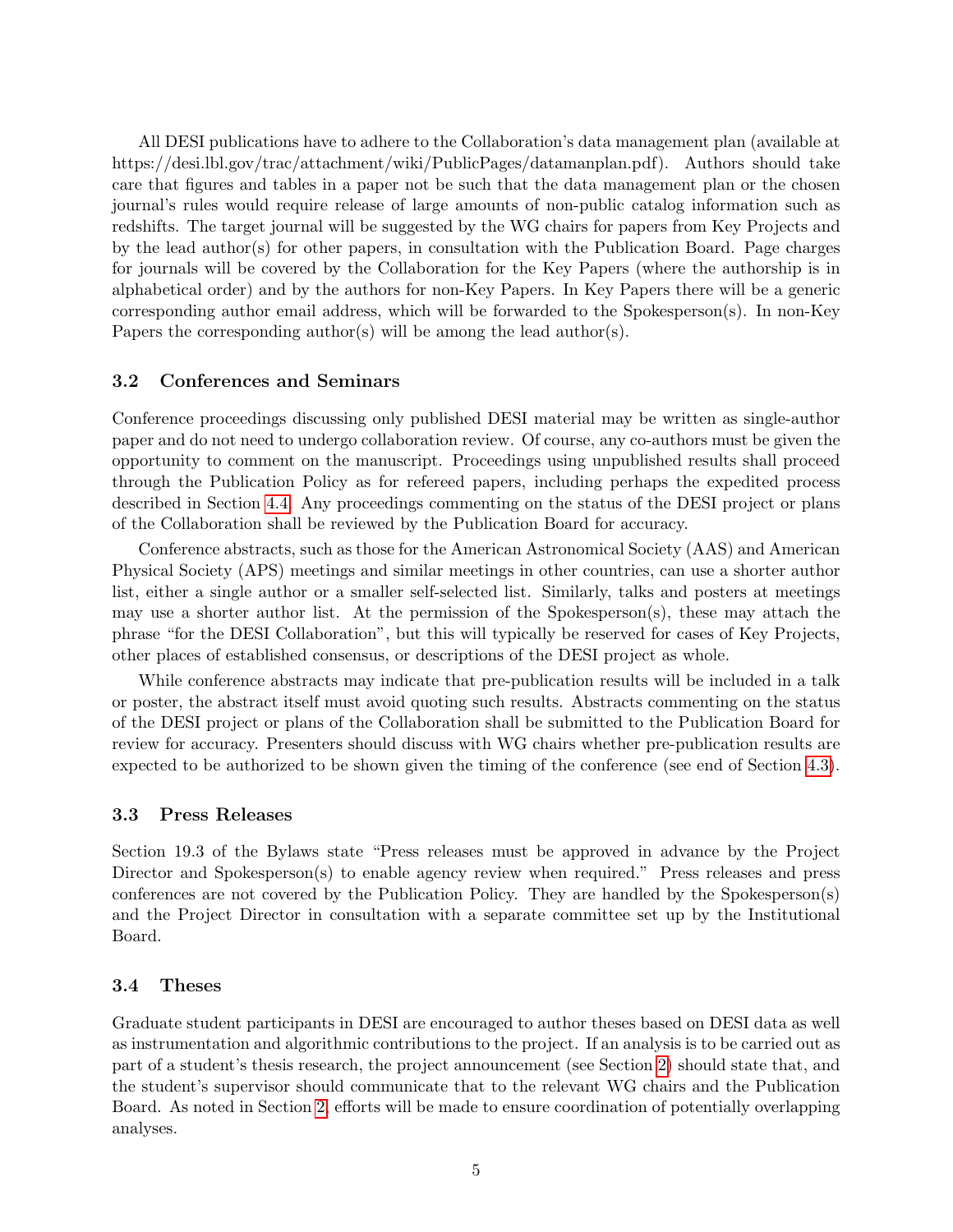All DESI publications have to adhere to the Collaboration's data management plan (available at https://desi.lbl.gov/trac/attachment/wiki/PublicPages/datamanplan.pdf). Authors should take care that figures and tables in a paper not be such that the data management plan or the chosen journal's rules would require release of large amounts of non-public catalog information such as redshifts. The target journal will be suggested by the WG chairs for papers from Key Projects and by the lead author(s) for other papers, in consultation with the Publication Board. Page charges for journals will be covered by the Collaboration for the Key Papers (where the authorship is in alphabetical order) and by the authors for non-Key Papers. In Key Papers there will be a generic corresponding author email address, which will be forwarded to the Spokesperson(s). In non-Key Papers the corresponding author(s) will be among the lead author(s).

### 3.2 Conferences and Seminars

Conference proceedings discussing only published DESI material may be written as single-author paper and do not need to undergo collaboration review. Of course, any co-authors must be given the opportunity to comment on the manuscript. Proceedings using unpublished results shall proceed through the Publication Policy as for refereed papers, including perhaps the expedited process described in Section 4.4. Any proceedings commenting on the status of the DESI project or plans of the Collaboration shall be reviewed by the Publication Board for accuracy.

Conference abstracts, such as those for the American Astronomical Society (AAS) and American Physical Society (APS) meetings and similar meetings in other countries, can use a shorter author list, either a single author or a smaller self-selected list. Similarly, talks and posters at meetings may use a shorter author list. At the permission of the Spokesperson(s), these may attach the phrase "for the DESI Collaboration", but this will typically be reserved for cases of Key Projects, other places of established consensus, or descriptions of the DESI project as whole.

While conference abstracts may indicate that pre-publication results will be included in a talk or poster, the abstract itself must avoid quoting such results. Abstracts commenting on the status of the DESI project or plans of the Collaboration shall be submitted to the Publication Board for review for accuracy. Presenters should discuss with WG chairs whether pre-publication results are expected to be authorized to be shown given the timing of the conference (see end of Section 4.3).

### 3.3 Press Releases

Section 19.3 of the Bylaws state "Press releases must be approved in advance by the Project Director and Spokesperson(s) to enable agency review when required." Press releases and press conferences are not covered by the Publication Policy. They are handled by the Spokesperson(s) and the Project Director in consultation with a separate committee set up by the Institutional Board.

### 3.4 Theses

Graduate student participants in DESI are encouraged to author theses based on DESI data as well as instrumentation and algorithmic contributions to the project. If an analysis is to be carried out as part of a student's thesis research, the project announcement (see Section 2) should state that, and the student's supervisor should communicate that to the relevant WG chairs and the Publication Board. As noted in Section 2, efforts will be made to ensure coordination of potentially overlapping analyses.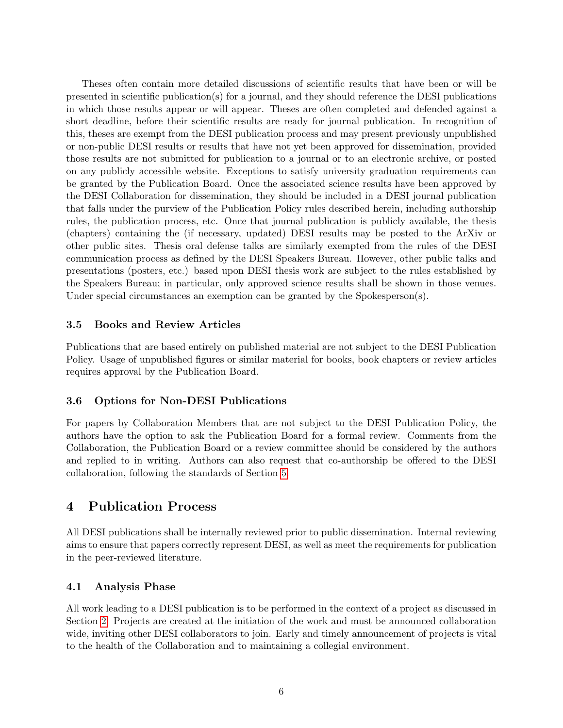Theses often contain more detailed discussions of scientific results that have been or will be presented in scientific publication(s) for a journal, and they should reference the DESI publications in which those results appear or will appear. Theses are often completed and defended against a short deadline, before their scientific results are ready for journal publication. In recognition of this, theses are exempt from the DESI publication process and may present previously unpublished or non-public DESI results or results that have not yet been approved for dissemination, provided those results are not submitted for publication to a journal or to an electronic archive, or posted on any publicly accessible website. Exceptions to satisfy university graduation requirements can be granted by the Publication Board. Once the associated science results have been approved by the DESI Collaboration for dissemination, they should be included in a DESI journal publication that falls under the purview of the Publication Policy rules described herein, including authorship rules, the publication process, etc. Once that journal publication is publicly available, the thesis (chapters) containing the (if necessary, updated) DESI results may be posted to the ArXiv or other public sites. Thesis oral defense talks are similarly exempted from the rules of the DESI communication process as defined by the DESI Speakers Bureau. However, other public talks and presentations (posters, etc.) based upon DESI thesis work are subject to the rules established by the Speakers Bureau; in particular, only approved science results shall be shown in those venues. Under special circumstances an exemption can be granted by the Spokesperson(s).

### 3.5 Books and Review Articles

Publications that are based entirely on published material are not subject to the DESI Publication Policy. Usage of unpublished figures or similar material for books, book chapters or review articles requires approval by the Publication Board.

### 3.6 Options for Non-DESI Publications

For papers by Collaboration Members that are not subject to the DESI Publication Policy, the authors have the option to ask the Publication Board for a formal review. Comments from the Collaboration, the Publication Board or a review committee should be considered by the authors and replied to in writing. Authors can also request that co-authorship be offered to the DESI collaboration, following the standards of Section 5.

## 4 Publication Process

All DESI publications shall be internally reviewed prior to public dissemination. Internal reviewing aims to ensure that papers correctly represent DESI, as well as meet the requirements for publication in the peer-reviewed literature.

### 4.1 Analysis Phase

All work leading to a DESI publication is to be performed in the context of a project as discussed in Section 2. Projects are created at the initiation of the work and must be announced collaboration wide, inviting other DESI collaborators to join. Early and timely announcement of projects is vital to the health of the Collaboration and to maintaining a collegial environment.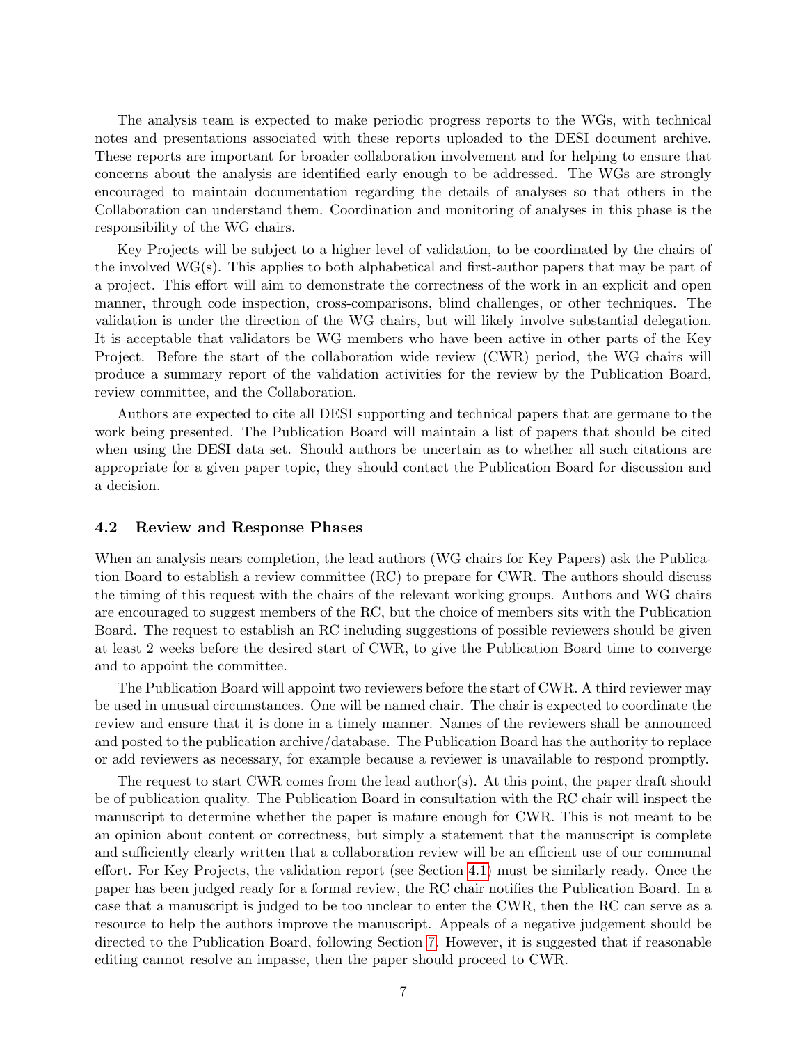The analysis team is expected to make periodic progress reports to the WGs, with technical notes and presentations associated with these reports uploaded to the DESI document archive. These reports are important for broader collaboration involvement and for helping to ensure that concerns about the analysis are identified early enough to be addressed. The WGs are strongly encouraged to maintain documentation regarding the details of analyses so that others in the Collaboration can understand them. Coordination and monitoring of analyses in this phase is the responsibility of the WG chairs.

Key Projects will be subject to a higher level of validation, to be coordinated by the chairs of the involved WG(s). This applies to both alphabetical and first-author papers that may be part of a project. This effort will aim to demonstrate the correctness of the work in an explicit and open manner, through code inspection, cross-comparisons, blind challenges, or other techniques. The validation is under the direction of the WG chairs, but will likely involve substantial delegation. It is acceptable that validators be WG members who have been active in other parts of the Key Project. Before the start of the collaboration wide review (CWR) period, the WG chairs will produce a summary report of the validation activities for the review by the Publication Board, review committee, and the Collaboration.

Authors are expected to cite all DESI supporting and technical papers that are germane to the work being presented. The Publication Board will maintain a list of papers that should be cited when using the DESI data set. Should authors be uncertain as to whether all such citations are appropriate for a given paper topic, they should contact the Publication Board for discussion and a decision.

### 4.2 Review and Response Phases

When an analysis nears completion, the lead authors (WG chairs for Key Papers) ask the Publication Board to establish a review committee (RC) to prepare for CWR. The authors should discuss the timing of this request with the chairs of the relevant working groups. Authors and WG chairs are encouraged to suggest members of the RC, but the choice of members sits with the Publication Board. The request to establish an RC including suggestions of possible reviewers should be given at least 2 weeks before the desired start of CWR, to give the Publication Board time to converge and to appoint the committee.

The Publication Board will appoint two reviewers before the start of CWR. A third reviewer may be used in unusual circumstances. One will be named chair. The chair is expected to coordinate the review and ensure that it is done in a timely manner. Names of the reviewers shall be announced and posted to the publication archive/database. The Publication Board has the authority to replace or add reviewers as necessary, for example because a reviewer is unavailable to respond promptly.

The request to start CWR comes from the lead author(s). At this point, the paper draft should be of publication quality. The Publication Board in consultation with the RC chair will inspect the manuscript to determine whether the paper is mature enough for CWR. This is not meant to be an opinion about content or correctness, but simply a statement that the manuscript is complete and sufficiently clearly written that a collaboration review will be an efficient use of our communal effort. For Key Projects, the validation report (see Section 4.1) must be similarly ready. Once the paper has been judged ready for a formal review, the RC chair notifies the Publication Board. In a case that a manuscript is judged to be too unclear to enter the CWR, then the RC can serve as a resource to help the authors improve the manuscript. Appeals of a negative judgement should be directed to the Publication Board, following Section 7. However, it is suggested that if reasonable editing cannot resolve an impasse, then the paper should proceed to CWR.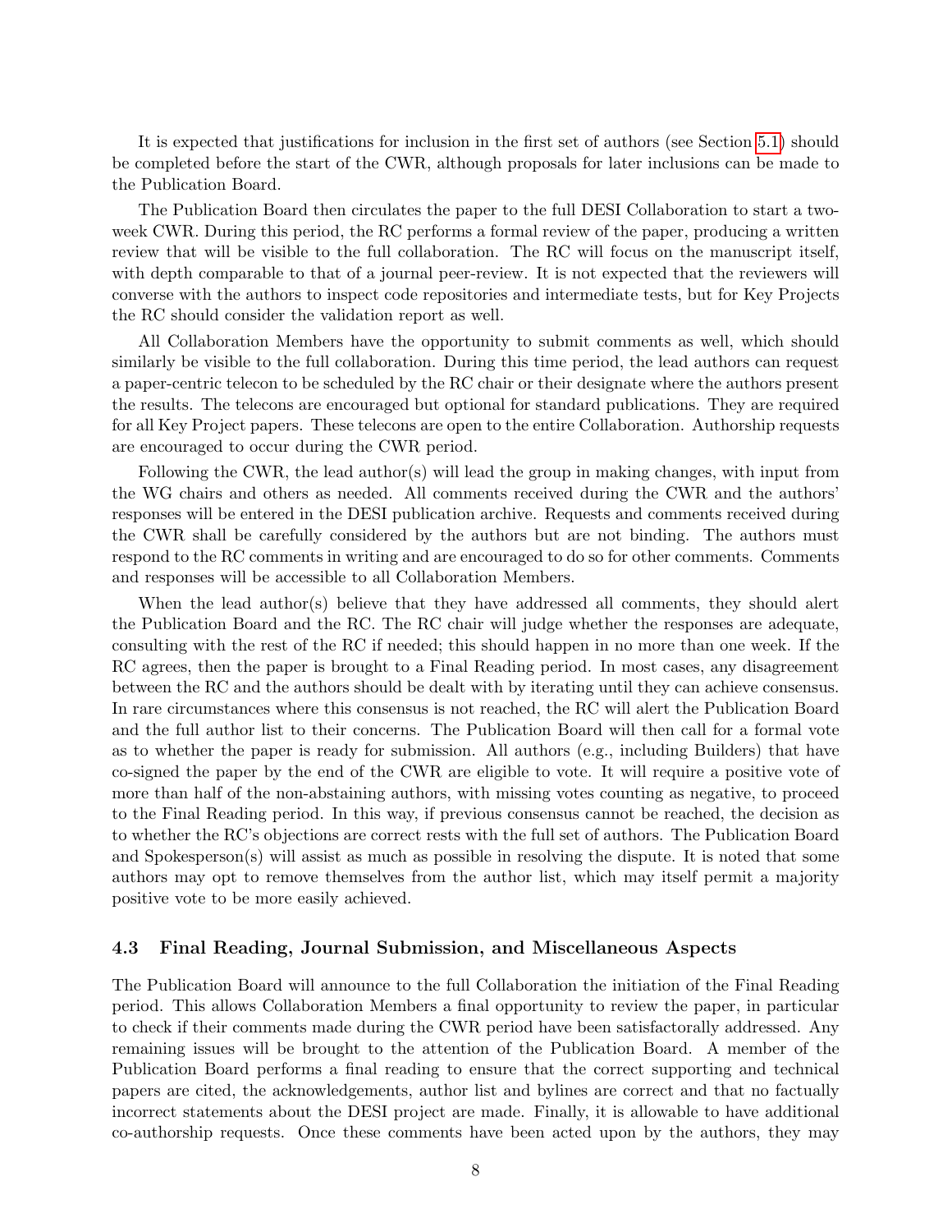It is expected that justifications for inclusion in the first set of authors (see Section 5.1) should be completed before the start of the CWR, although proposals for later inclusions can be made to the Publication Board.

The Publication Board then circulates the paper to the full DESI Collaboration to start a two-week CWR. During this period, the RC performs a formal review of the paper, producing a written review that will be visible to the full collaboration. The RC will focus on the manuscript itself, with depth comparable to that of a journal peer-review. It is not expected that the reviewers will converse with the authors to inspect code repositories and intermediate tests, but for Key Projects the RC should consider the validation report as well.

All Collaboration Members have the opportunity to submit comments as well, which should similarly be visible to the full collaboration. During this time period, the lead authors can request a paper-centric telecon to be scheduled by the RC chair or their designate where the authors present the results. The telecons are encouraged but optional for standard publications. They are required for all Key Project papers. These telecons are open to the entire Collaboration. Authorship requests are encouraged to occur during the CWR period.

Following the CWR, the lead author(s) will lead the group in making changes, with input from the WG chairs and others as needed. All comments received during the CWR and the authors' responses will be entered in the DESI publication archive. Requests and comments received during the CWR shall be carefully considered by the authors but are not binding. The authors must respond to the RC comments in writing and are encouraged to do so for other comments. Comments and responses will be accessible to all Collaboration Members.

When the lead author(s) believe that they have addressed all comments, they should alert the Publication Board and the RC. The RC chair will judge whether the responses are adequate, consulting with the rest of the RC if needed; this should happen in no more than one week. If the RC agrees, then the paper is brought to a Final Reading period. In most cases, any disagreement between the RC and the authors should be dealt with by iterating until they can achieve consensus. In rare circumstances where this consensus is not reached, the RC will alert the Publication Board and the full author list to their concerns. The Publication Board will then call for a formal vote as to whether the paper is ready for submission. All authors (e.g., including Builders) that have co-signed the paper by the end of the CWR are eligible to vote. It will require a positive vote of more than half of the non-abstaining authors, with missing votes counting as negative, to proceed to the Final Reading period. In this way, if previous consensus cannot be reached, the decision as to whether the RC's objections are correct rests with the full set of authors. The Publication Board and Spokesperson(s) will assist as much as possible in resolving the dispute. It is noted that some authors may opt to remove themselves from the author list, which may itself permit a majority positive vote to be more easily achieved.

### 4.3 Final Reading, Journal Submission, and Miscellaneous Aspects

The Publication Board will announce to the full Collaboration the initiation of the Final Reading period. This allows Collaboration Members a final opportunity to review the paper, in particular to check if their comments made during the CWR period have been satisfactorally addressed. Any remaining issues will be brought to the attention of the Publication Board. A member of the Publication Board performs a final reading to ensure that the correct supporting and technical papers are cited, the acknowledgements, author list and bylines are correct and that no factually incorrect statements about the DESI project are made. Finally, it is allowable to have additional co-authorship requests. Once these comments have been acted upon by the authors, they may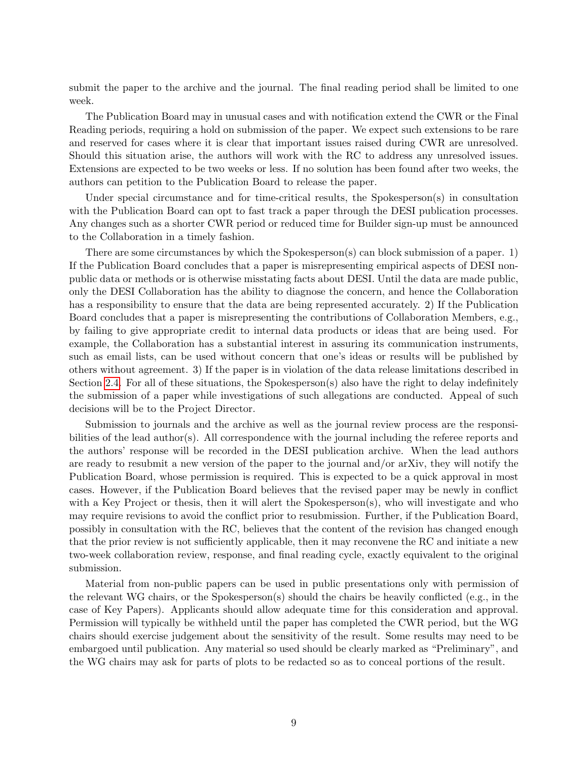submit the paper to the archive and the journal. The final reading period shall be limited to one week.

The Publication Board may in unusual cases and with notification extend the CWR or the Final Reading periods, requiring a hold on submission of the paper. We expect such extensions to be rare and reserved for cases where it is clear that important issues raised during CWR are unresolved. Should this situation arise, the authors will work with the RC to address any unresolved issues. Extensions are expected to be two weeks or less. If no solution has been found after two weeks, the authors can petition to the Publication Board to release the paper.

Under special circumstance and for time-critical results, the Spokesperson(s) in consultation with the Publication Board can opt to fast track a paper through the DESI publication processes. Any changes such as a shorter CWR period or reduced time for Builder sign-up must be announced to the Collaboration in a timely fashion.

There are some circumstances by which the Spokesperson(s) can block submission of a paper. 1) If the Publication Board concludes that a paper is misrepresenting empirical aspects of DESI non-public data or methods or is otherwise misstating facts about DESI. Until the data are made public, only the DESI Collaboration has the ability to diagnose the concern, and hence the Collaboration has a responsibility to ensure that the data are being represented accurately. 2) If the Publication Board concludes that a paper is misrepresenting the contributions of Collaboration Members, e.g., by failing to give appropriate credit to internal data products or ideas that are being used. For example, the Collaboration has a substantial interest in assuring its communication instruments, such as email lists, can be used without concern that one's ideas or results will be published by others without agreement. 3) If the paper is in violation of the data release limitations described in Section 2.4. For all of these situations, the Spokesperson(s) also have the right to delay indefinitely the submission of a paper while investigations of such allegations are conducted. Appeal of such decisions will be to the Project Director.

Submission to journals and the archive as well as the journal review process are the responsibilities of the lead author(s). All correspondence with the journal including the referee reports and the authors' response will be recorded in the DESI publication archive. When the lead authors are ready to resubmit a new version of the paper to the journal and/or arXiv, they will notify the Publication Board, whose permission is required. This is expected to be a quick approval in most cases. However, if the Publication Board believes that the revised paper may be newly in conflict with a Key Project or thesis, then it will alert the Spokesperson(s), who will investigate and who may require revisions to avoid the conflict prior to resubmission. Further, if the Publication Board, possibly in consultation with the RC, believes that the content of the revision has changed enough that the prior review is not sufficiently applicable, then it may reconvene the RC and initiate a new two-week collaboration review, response, and final reading cycle, exactly equivalent to the original submission.

Material from non-public papers can be used in public presentations only with permission of the relevant WG chairs, or the Spokesperson(s) should the chairs be heavily conflicted (e.g., in the case of Key Papers). Applicants should allow adequate time for this consideration and approval. Permission will typically be withheld until the paper has completed the CWR period, but the WG chairs should exercise judgement about the sensitivity of the result. Some results may need to be embargoed until publication. Any material so used should be clearly marked as "Preliminary", and the WG chairs may ask for parts of plots to be redacted so as to conceal portions of the result.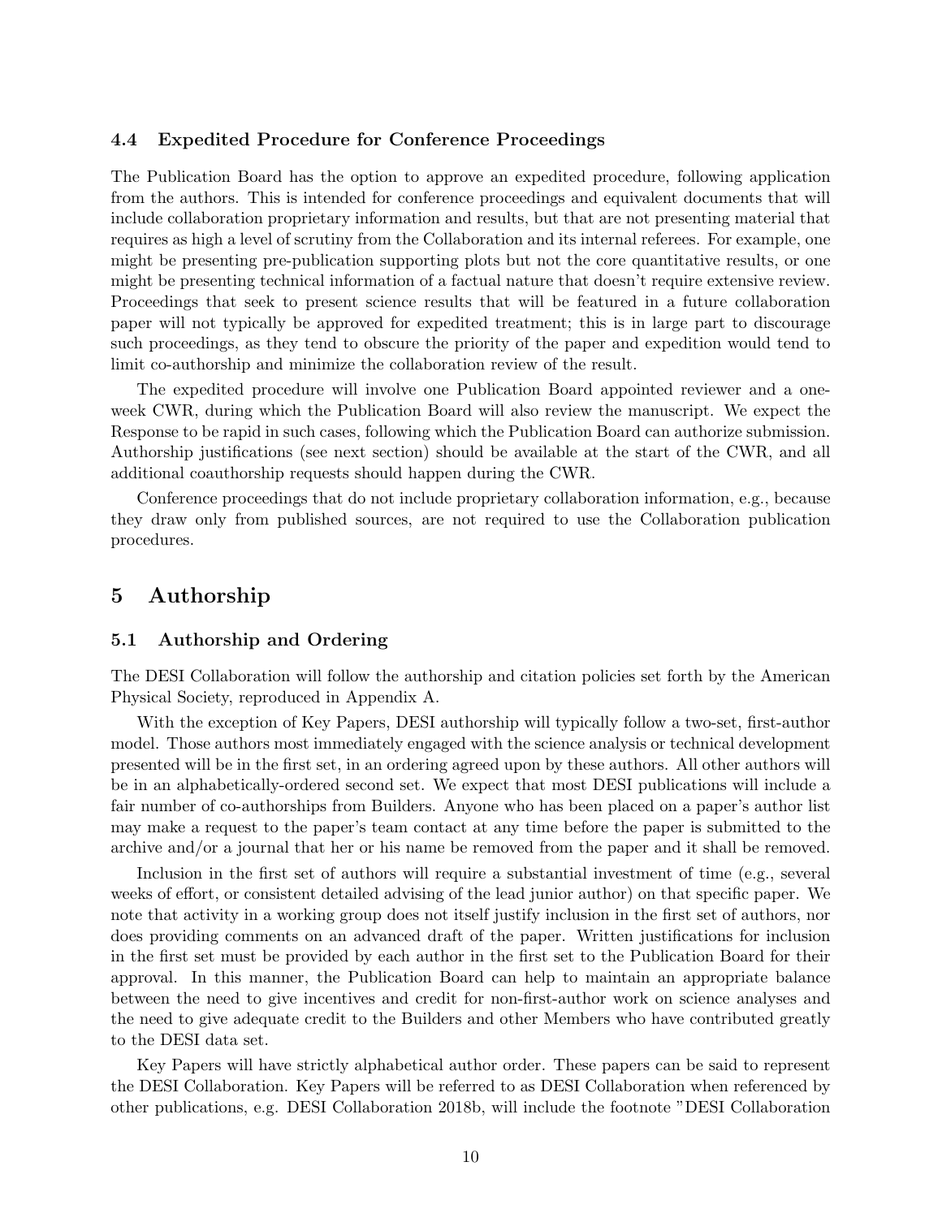### 4.4 Expedited Procedure for Conference Proceedings

The Publication Board has the option to approve an expedited procedure, following application from the authors. This is intended for conference proceedings and equivalent documents that will include collaboration proprietary information and results, but that are not presenting material that requires as high a level of scrutiny from the Collaboration and its internal referees. For example, one might be presenting pre-publication supporting plots but not the core quantitative results, or one might be presenting technical information of a factual nature that doesn't require extensive review. Proceedings that seek to present science results that will be featured in a future collaboration paper will not typically be approved for expedited treatment; this is in large part to discourage such proceedings, as they tend to obscure the priority of the paper and expedition would tend to limit co-authorship and minimize the collaboration review of the result.

The expedited procedure will involve one Publication Board appointed reviewer and a one-week CWR, during which the Publication Board will also review the manuscript. We expect the Response to be rapid in such cases, following which the Publication Board can authorize submission. Authorship justifications (see next section) should be available at the start of the CWR, and all additional coauthorship requests should happen during the CWR.

Conference proceedings that do not include proprietary collaboration information, e.g., because they draw only from published sources, are not required to use the Collaboration publication procedures.

## 5 Authorship

### 5.1 Authorship and Ordering

The DESI Collaboration will follow the authorship and citation policies set forth by the American Physical Society, reproduced in Appendix A.

With the exception of Key Papers, DESI authorship will typically follow a two-set, first-author model. Those authors most immediately engaged with the science analysis or technical development presented will be in the first set, in an ordering agreed upon by these authors. All other authors will be in an alphabetically-ordered second set. We expect that most DESI publications will include a fair number of co-authorships from Builders. Anyone who has been placed on a paper's author list may make a request to the paper's team contact at any time before the paper is submitted to the archive and/or a journal that her or his name be removed from the paper and it shall be removed.

Inclusion in the first set of authors will require a substantial investment of time (e.g., several weeks of effort, or consistent detailed advising of the lead junior author) on that specific paper. We note that activity in a working group does not itself justify inclusion in the first set of authors, nor does providing comments on an advanced draft of the paper. Written justifications for inclusion in the first set must be provided by each author in the first set to the Publication Board for their approval. In this manner, the Publication Board can help to maintain an appropriate balance between the need to give incentives and credit for non-first-author work on science analyses and the need to give adequate credit to the Builders and other Members who have contributed greatly to the DESI data set.

Key Papers will have strictly alphabetical author order. These papers can be said to represent the DESI Collaboration. Key Papers will be referred to as DESI Collaboration when referenced by other publications, e.g. DESI Collaboration 2018b, will include the footnote "DESI Collaboration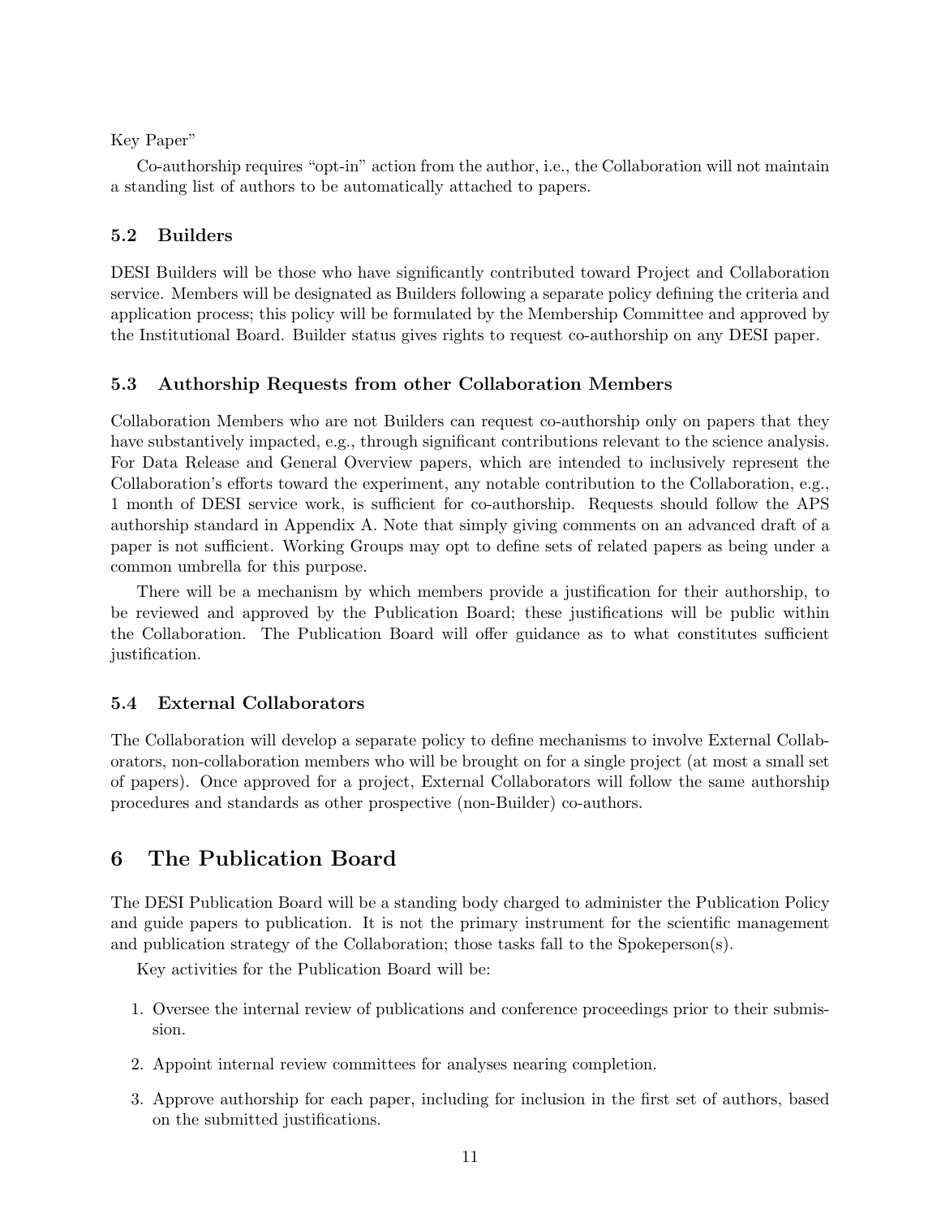Key Paper"

Co-authorship requires "opt-in" action from the author, i.e., the Collaboration will not maintain a standing list of authors to be automatically attached to papers.

### 5.2 Builders

DESI Builders will be those who have significantly contributed toward Project and Collaboration service. Members will be designated as Builders following a separate policy defining the criteria and application process; this policy will be formulated by the Membership Committee and approved by the Institutional Board. Builder status gives rights to request co-authorship on any DESI paper.

### 5.3 Authorship Requests from other Collaboration Members

Collaboration Members who are not Builders can request co-authorship only on papers that they have substantively impacted, e.g., through significant contributions relevant to the science analysis. For Data Release and General Overview papers, which are intended to inclusively represent the Collaboration's efforts toward the experiment, any notable contribution to the Collaboration, e.g., 1 month of DESI service work, is sufficient for co-authorship. Requests should follow the APS authorship standard in Appendix A. Note that simply giving comments on an advanced draft of a paper is not sufficient. Working Groups may opt to define sets of related papers as being under a common umbrella for this purpose.

There will be a mechanism by which members provide a justification for their authorship, to be reviewed and approved by the Publication Board; these justifications will be public within the Collaboration. The Publication Board will offer guidance as to what constitutes sufficient justification.

### 5.4 External Collaborators

The Collaboration will develop a separate policy to define mechanisms to involve External Collaborators, non-collaboration members who will be brought on for a single project (at most a small set of papers). Once approved for a project, External Collaborators will follow the same authorship procedures and standards as other prospective (non-Builder) co-authors.

## 6 The Publication Board

The DESI Publication Board will be a standing body charged to administer the Publication Policy and guide papers to publication. It is not the primary instrument for the scientific management and publication strategy of the Collaboration; those tasks fall to the Spokeperson(s).

Key activities for the Publication Board will be:

1. Oversee the internal review of publications and conference proceedings prior to their submission.
2. Appoint internal review committees for analyses nearing completion.
3. Approve authorship for each paper, including for inclusion in the first set of authors, based on the submitted justifications.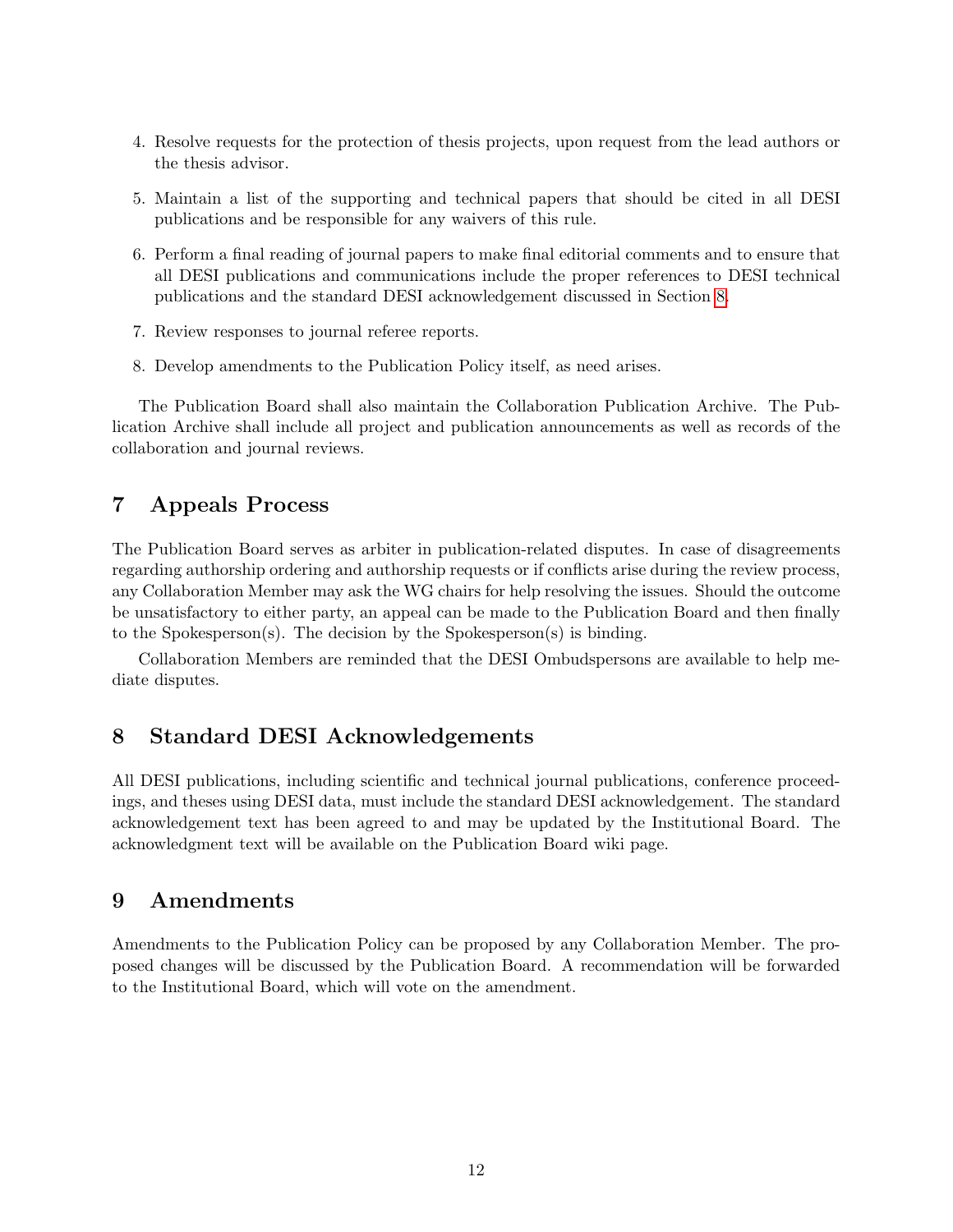4. Resolve requests for the protection of thesis projects, upon request from the lead authors or the thesis advisor.

5. Maintain a list of the supporting and technical papers that should be cited in all DESI publications and be responsible for any waivers of this rule.

6. Perform a final reading of journal papers to make final editorial comments and to ensure that all DESI publications and communications include the proper references to DESI technical publications and the standard DESI acknowledgement discussed in Section 8.

7. Review responses to journal referee reports.

8. Develop amendments to the Publication Policy itself, as need arises.

The Publication Board shall also maintain the Collaboration Publication Archive. The Publication Archive shall include all project and publication announcements as well as records of the collaboration and journal reviews.

## 7 Appeals Process

The Publication Board serves as arbiter in publication-related disputes. In case of disagreements regarding authorship ordering and authorship requests or if conflicts arise during the review process, any Collaboration Member may ask the WG chairs for help resolving the issues. Should the outcome be unsatisfactory to either party, an appeal can be made to the Publication Board and then finally to the Spokesperson(s). The decision by the Spokesperson(s) is binding.

Collaboration Members are reminded that the DESI Ombudspersons are available to help mediate disputes.

## 8 Standard DESI Acknowledgements

All DESI publications, including scientific and technical journal publications, conference proceedings, and theses using DESI data, must include the standard DESI acknowledgement. The standard acknowledgement text has been agreed to and may be updated by the Institutional Board. The acknowledgment text will be available on the Publication Board wiki page.

## 9 Amendments

Amendments to the Publication Policy can be proposed by any Collaboration Member. The proposed changes will be discussed by the Publication Board. A recommendation will be forwarded to the Institutional Board, which will vote on the amendment.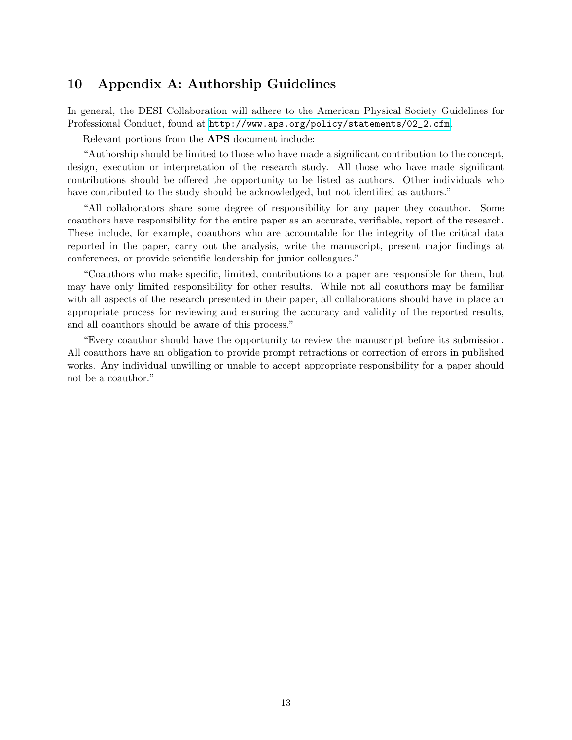## 10 Appendix A: Authorship Guidelines

In general, the DESI Collaboration will adhere to the American Physical Society Guidelines for Professional Conduct, found at http://www.aps.org/policy/statements/02_2.cfm.

Relevant portions from the **APS** document include:

"Authorship should be limited to those who have made a significant contribution to the concept, design, execution or interpretation of the research study. All those who have made significant contributions should be offered the opportunity to be listed as authors. Other individuals who have contributed to the study should be acknowledged, but not identified as authors."

"All collaborators share some degree of responsibility for any paper they coauthor. Some coauthors have responsibility for the entire paper as an accurate, verifiable, report of the research. These include, for example, coauthors who are accountable for the integrity of the critical data reported in the paper, carry out the analysis, write the manuscript, present major findings at conferences, or provide scientific leadership for junior colleagues."

"Coauthors who make specific, limited, contributions to a paper are responsible for them, but may have only limited responsibility for other results. While not all coauthors may be familiar with all aspects of the research presented in their paper, all collaborations should have in place an appropriate process for reviewing and ensuring the accuracy and validity of the reported results, and all coauthors should be aware of this process."

"Every coauthor should have the opportunity to review the manuscript before its submission. All coauthors have an obligation to provide prompt retractions or correction of errors in published works. Any individual unwilling or unable to accept appropriate responsibility for a paper should not be a coauthor."